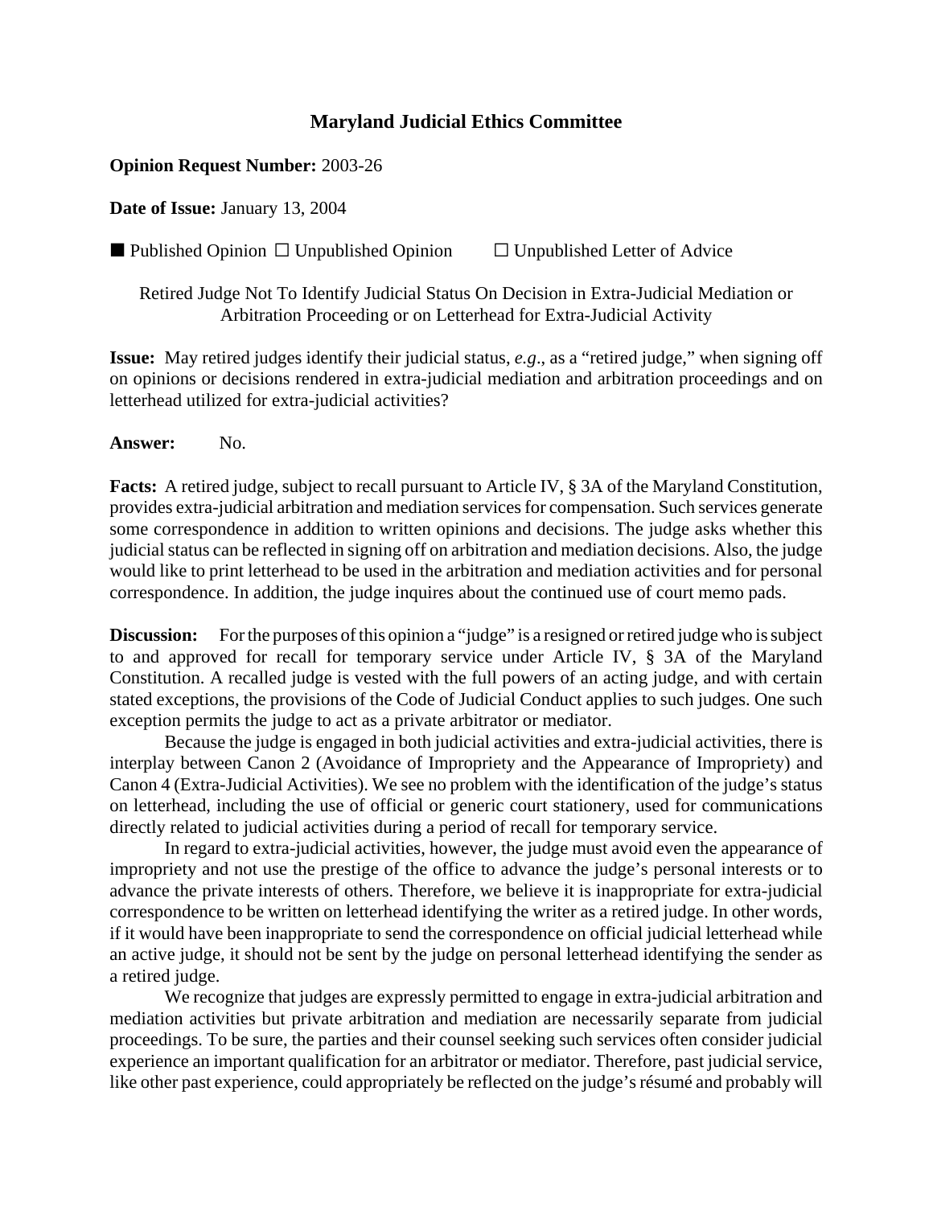# Maryland Judicial Ethics Committee

**Opinion Request Number:** 2003-26

**Date of Issue:** January 13, 2004

■ Published Opinion ☐ Unpublished Opinion ☐ Unpublished Letter of Advice

Retired Judge Not To Identify Judicial Status On Decision in Extra-Judicial Mediation or Arbitration Proceeding or on Letterhead for Extra-Judicial Activity

**Issue:** May retired judges identify their judicial status, *e.g*., as a "retired judge," when signing off on opinions or decisions rendered in extra-judicial mediation and arbitration proceedings and on letterhead utilized for extra-judicial activities?

**Answer:** No.

**Facts:** A retired judge, subject to recall pursuant to Article IV, § 3A of the Maryland Constitution, provides extra-judicial arbitration and mediation services for compensation. Such services generate some correspondence in addition to written opinions and decisions. The judge asks whether this judicial status can be reflected in signing off on arbitration and mediation decisions. Also, the judge would like to print letterhead to be used in the arbitration and mediation activities and for personal correspondence. In addition, the judge inquires about the continued use of court memo pads.

**Discussion:** For the purposes of this opinion a "judge" is a resigned or retired judge who is subject to and approved for recall for temporary service under Article IV, § 3A of the Maryland Constitution. A recalled judge is vested with the full powers of an acting judge, and with certain stated exceptions, the provisions of the Code of Judicial Conduct applies to such judges. One such exception permits the judge to act as a private arbitrator or mediator.

Because the judge is engaged in both judicial activities and extra-judicial activities, there is interplay between Canon 2 (Avoidance of Impropriety and the Appearance of Impropriety) and Canon 4 (Extra-Judicial Activities). We see no problem with the identification of the judge's status on letterhead, including the use of official or generic court stationery, used for communications directly related to judicial activities during a period of recall for temporary service.

In regard to extra-judicial activities, however, the judge must avoid even the appearance of impropriety and not use the prestige of the office to advance the judge's personal interests or to advance the private interests of others. Therefore, we believe it is inappropriate for extra-judicial correspondence to be written on letterhead identifying the writer as a retired judge. In other words, if it would have been inappropriate to send the correspondence on official judicial letterhead while an active judge, it should not be sent by the judge on personal letterhead identifying the sender as a retired judge.

We recognize that judges are expressly permitted to engage in extra-judicial arbitration and mediation activities but private arbitration and mediation are necessarily separate from judicial proceedings. To be sure, the parties and their counsel seeking such services often consider judicial experience an important qualification for an arbitrator or mediator. Therefore, past judicial service, like other past experience, could appropriately be reflected on the judge's résumé and probably will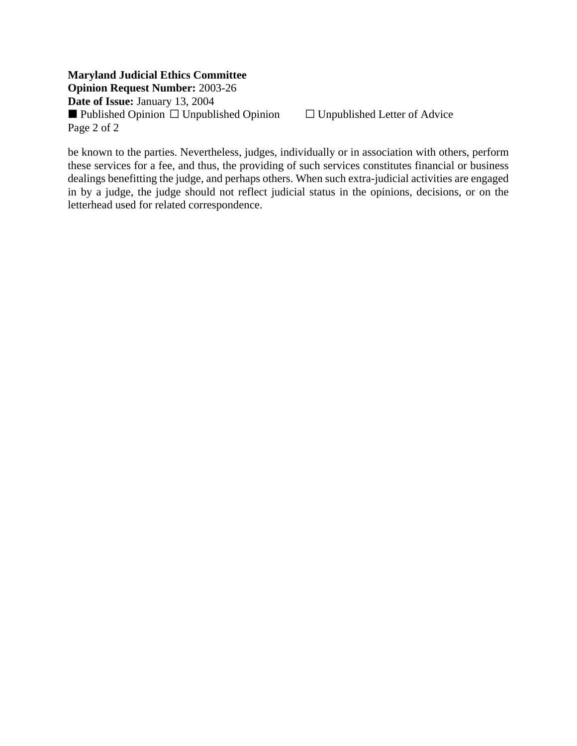be known to the parties. Nevertheless, judges, individually or in association with others, perform these services for a fee, and thus, the providing of such services constitutes financial or business dealings benefitting the judge, and perhaps others. When such extra-judicial activities are engaged in by a judge, the judge should not reflect judicial status in the opinions, decisions, or on the letterhead used for related correspondence.